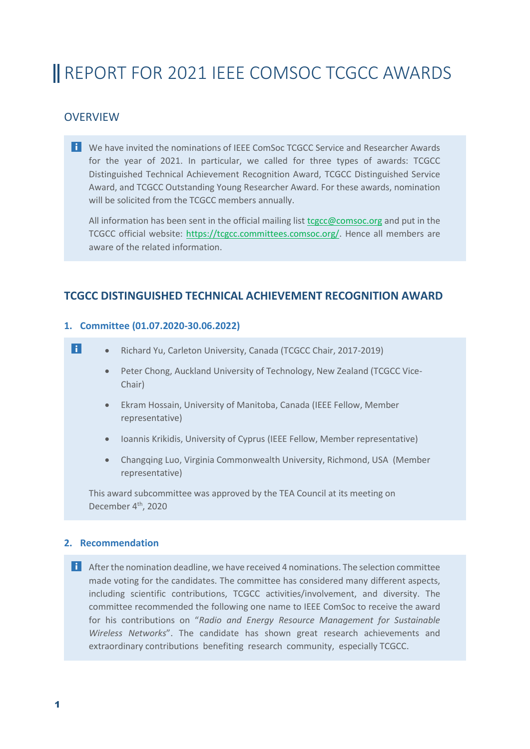# REPORT FOR 2021 IEEE COMSOC TCGCC AWARDS

## OVERVIEW

We have invited the nominations of IEEE ComSoc TCGCC Service and Researcher Awards for the year of 2021. In particular, we called for three types of awards: TCGCC Distinguished Technical Achievement Recognition Award, TCGCC Distinguished Service Award, and TCGCC Outstanding Young Researcher Award. For these awards, nomination will be solicited from the TCGCC members annually.

All information has been sent in the official mailing list tcgcc@comsoc.org and put in the TCGCC official website: https://tcgcc.committees.comsoc.org/. Hence all members are aware of the related information.

## TCGCC DISTINGUISHED TECHNICAL ACHIEVEMENT RECOGNITION AWARD

### 1. Committee (01.07.2020-30.06.2022)

- Richard Yu, Carleton University, Canada (TCGCC Chair, 2017-2019)
- Peter Chong, Auckland University of Technology, New Zealand (TCGCC Vice-Chair)
- Ekram Hossain, University of Manitoba, Canada (IEEE Fellow, Member representative)
- Ioannis Krikidis, University of Cyprus (IEEE Fellow, Member representative)
- Changqing Luo, Virginia Commonwealth University, Richmond, USA (Member representative)

This award subcommittee was approved by the TEA Council at its meeting on December 4th, 2020

### 2. Recommendation

After the nomination deadline, we have received 4 nominations. The selection committee made voting for the candidates. The committee has considered many different aspects, including scientific contributions, TCGCC activities/involvement, and diversity. The committee recommended the following one name to IEEE ComSoc to receive the award for his contributions on "*Radio and Energy Resource Management for Sustainable Wireless Networks*". The candidate has shown great research achievements and extraordinary contributions benefiting research community, especially TCGCC.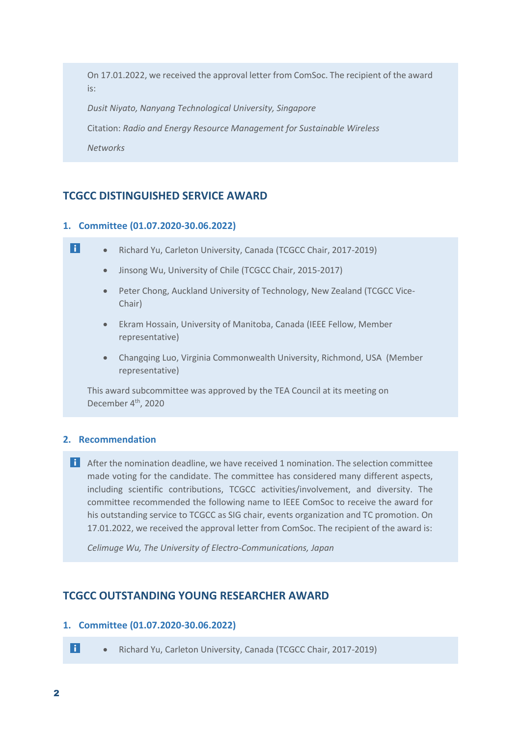On 17.01.2022, we received the approval letter from ComSoc. The recipient of the award is:

*Dusit Niyato, Nanyang Technological University, Singapore*

Citation: *Radio and Energy Resource Management for Sustainable Wireless Networks*

## TCGCC DISTINGUISHED SERVICE AWARD

### 1. Committee (01.07.2020-30.06.2022)

- Richard Yu, Carleton University, Canada (TCGCC Chair, 2017-2019)
- Jinsong Wu, University of Chile (TCGCC Chair, 2015-2017)
- Peter Chong, Auckland University of Technology, New Zealand (TCGCC Vice-Chair)
- Ekram Hossain, University of Manitoba, Canada (IEEE Fellow, Member representative)
- Changqing Luo, Virginia Commonwealth University, Richmond, USA (Member representative)

This award subcommittee was approved by the TEA Council at its meeting on December 4th, 2020

### 2. Recommendation

After the nomination deadline, we have received 1 nomination. The selection committee made voting for the candidate. The committee has considered many different aspects, including scientific contributions, TCGCC activities/involvement, and diversity. The committee recommended the following name to IEEE ComSoc to receive the award for his outstanding service to TCGCC as SIG chair, events organization and TC promotion. On 17.01.2022, we received the approval letter from ComSoc. The recipient of the award is:

*Celimuge Wu, The University of Electro-Communications, Japan*

## TCGCC OUTSTANDING YOUNG RESEARCHER AWARD

### 1. Committee (01.07.2020-30.06.2022)

- Richard Yu, Carleton University, Canada (TCGCC Chair, 2017-2019)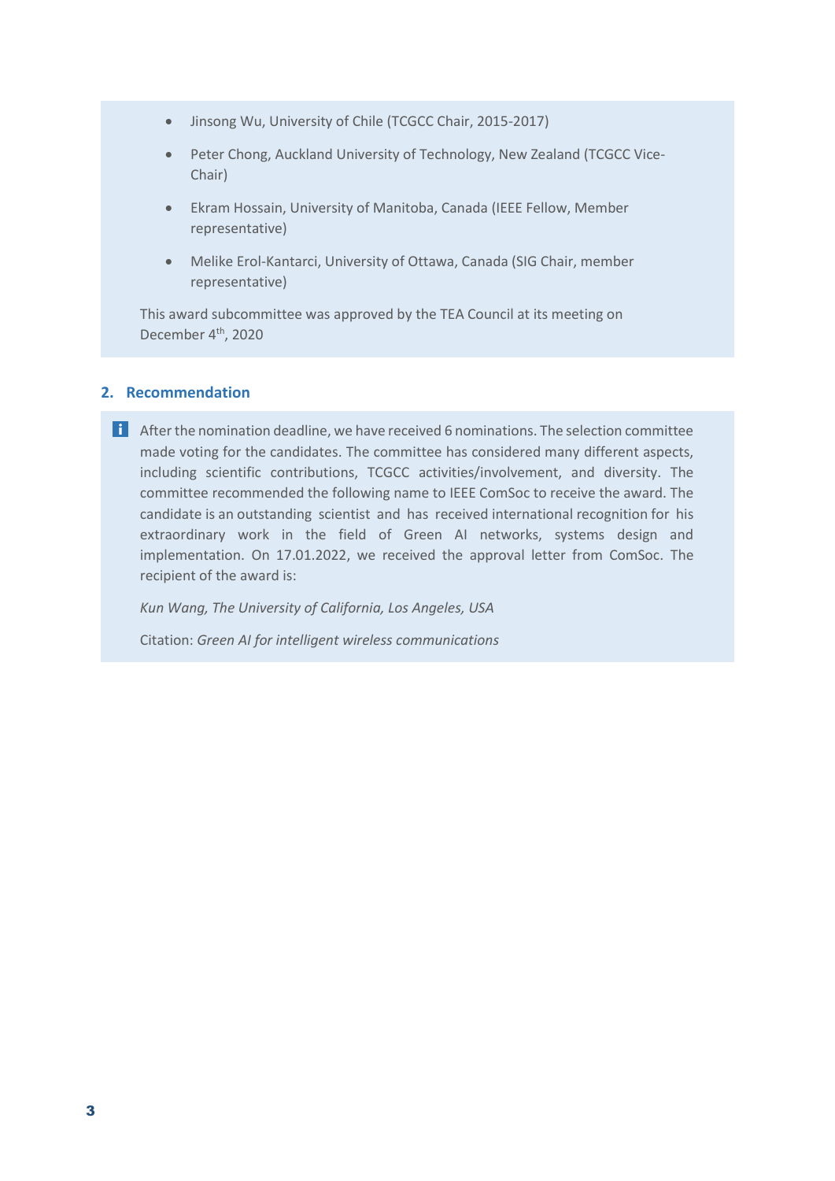- Jinsong Wu, University of Chile (TCGCC Chair, 2015-2017)
- Peter Chong, Auckland University of Technology, New Zealand (TCGCC Vice-Chair)
- Ekram Hossain, University of Manitoba, Canada (IEEE Fellow, Member representative)
- Melike Erol-Kantarci, University of Ottawa, Canada (SIG Chair, member representative)

This award subcommittee was approved by the TEA Council at its meeting on December 4th, 2020

## 2. Recommendation

After the nomination deadline, we have received 6 nominations. The selection committee made voting for the candidates. The committee has considered many different aspects, including scientific contributions, TCGCC activities/involvement, and diversity. The committee recommended the following name to IEEE ComSoc to receive the award. The candidate is an outstanding scientist and has received international recognition for his extraordinary work in the field of Green AI networks, systems design and implementation. On 17.01.2022, we received the approval letter from ComSoc. The recipient of the award is:

*Kun Wang, The University of California, Los Angeles, USA*

Citation: *Green AI for intelligent wireless communications*